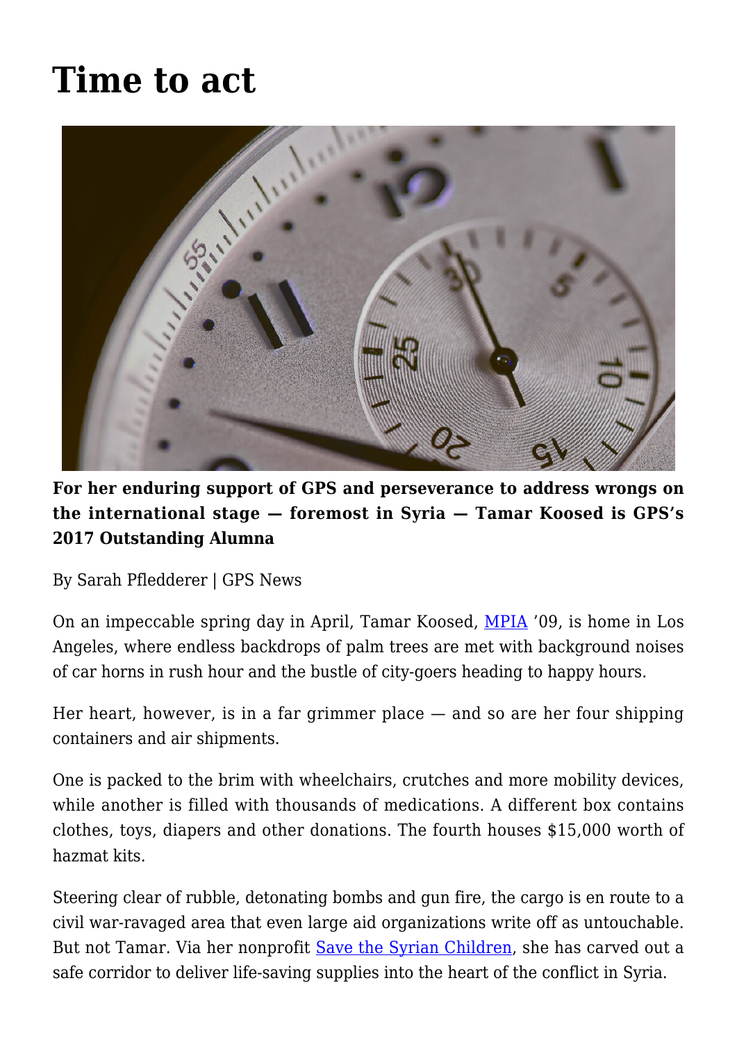# Time to act

**For her enduring support of GPS and perseverance to address wrongs on the international stage — foremost in Syria — Tamar Koosed is GPS's 2017 Outstanding Alumna**

By Sarah Pfledderer | GPS News

On an impeccable spring day in April, Tamar Koosed, MPIA '09, is home in Los Angeles, where endless backdrops of palm trees are met with background noises of car horns in rush hour and the bustle of city-goers heading to happy hours.

Her heart, however, is in a far grimmer place — and so are her four shipping containers and air shipments.

One is packed to the brim with wheelchairs, crutches and more mobility devices, while another is filled with thousands of medications. A different box contains clothes, toys, diapers and other donations. The fourth houses $15,000 worth of hazmat kits.

Steering clear of rubble, detonating bombs and gun fire, the cargo is en route to a civil war-ravaged area that even large aid organizations write off as untouchable. But not Tamar. Via her nonprofit Save the Syrian Children, she has carved out a safe corridor to deliver life-saving supplies into the heart of the conflict in Syria.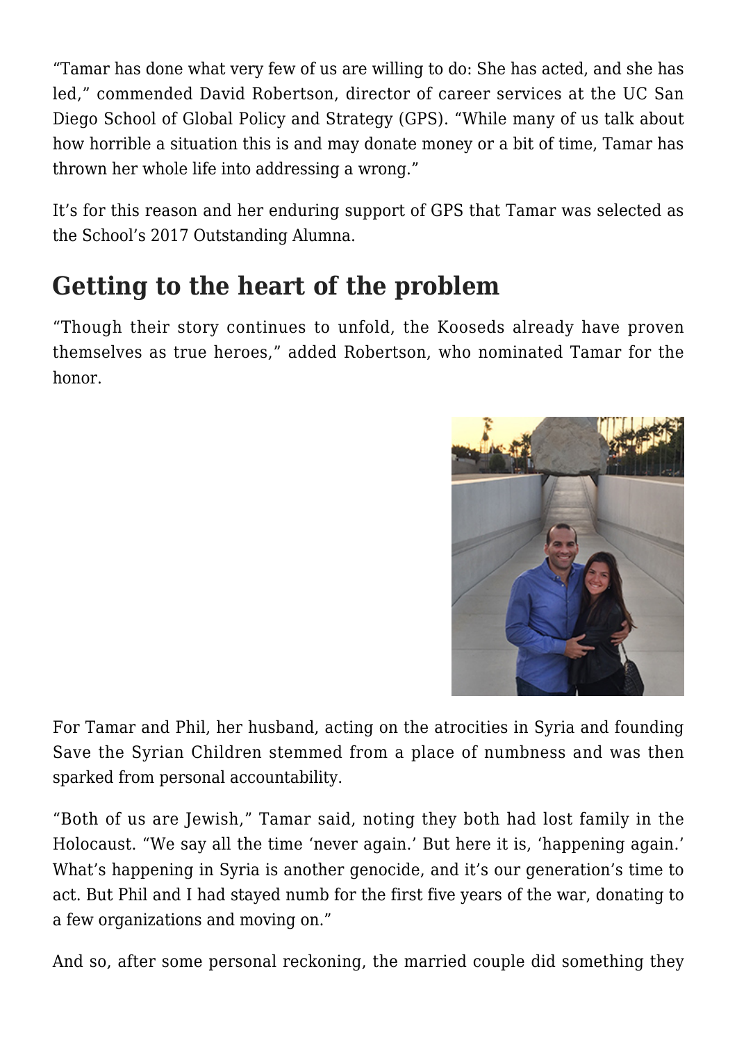“Tamar has done what very few of us are willing to do: She has acted, and she has led,” commended David Robertson, director of career services at the UC San Diego School of Global Policy and Strategy (GPS). “While many of us talk about how horrible a situation this is and may donate money or a bit of time, Tamar has thrown her whole life into addressing a wrong.”

It’s for this reason and her enduring support of GPS that Tamar was selected as the School’s 2017 Outstanding Alumna.

## Getting to the heart of the problem

“Though their story continues to unfold, the Kooseds already have proven themselves as true heroes,” added Robertson, who nominated Tamar for the honor.

For Tamar and Phil, her husband, acting on the atrocities in Syria and founding Save the Syrian Children stemmed from a place of numbness and was then sparked from personal accountability.

“Both of us are Jewish,” Tamar said, noting they both had lost family in the Holocaust. “We say all the time ‘never again.’ But here it is, ‘happening again.’ What’s happening in Syria is another genocide, and it’s our generation’s time to act. But Phil and I had stayed numb for the first five years of the war, donating to a few organizations and moving on.”

And so, after some personal reckoning, the married couple did something they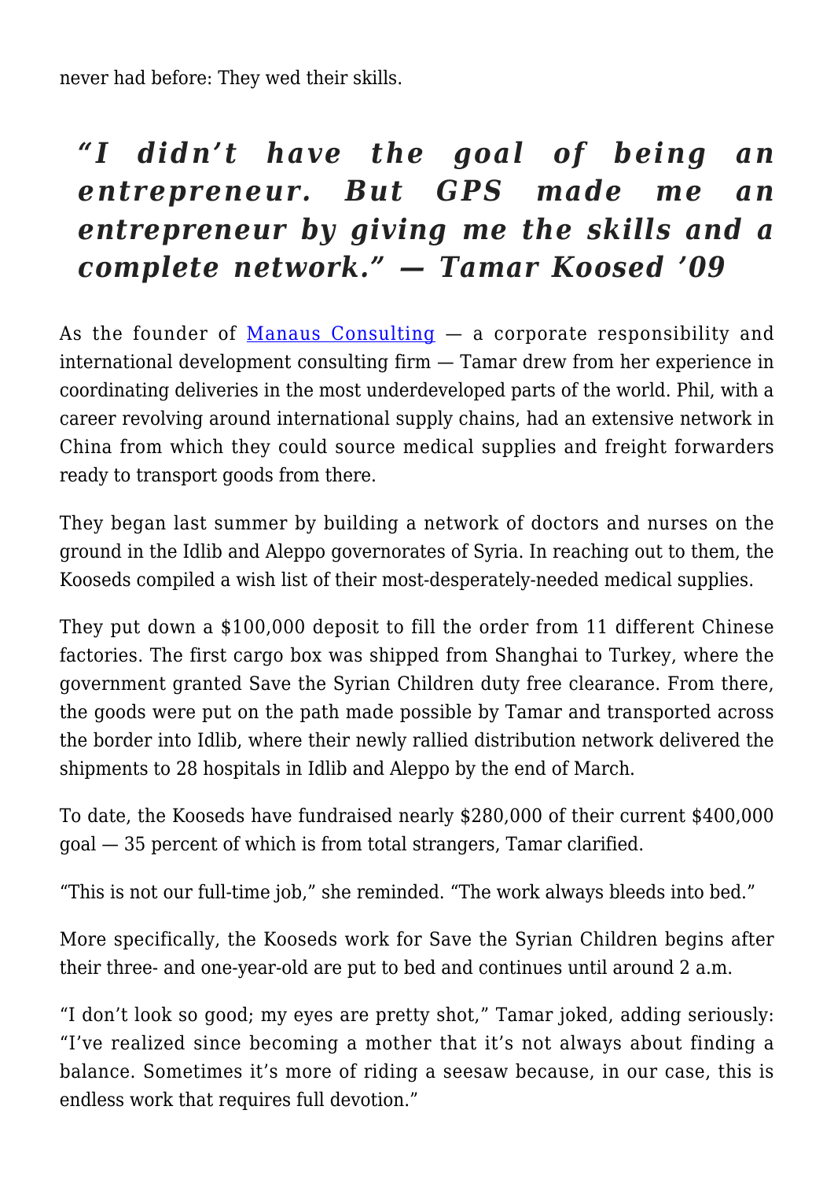never had before: They wed their skills.

> ***"I didn't have the goal of being an entrepreneur. But GPS made me an entrepreneur by giving me the skills and a complete network." — Tamar Koosed '09***

As the founder of [Manaus Consulting] — a corporate responsibility and international development consulting firm — Tamar drew from her experience in coordinating deliveries in the most underdeveloped parts of the world. Phil, with a career revolving around international supply chains, had an extensive network in China from which they could source medical supplies and freight forwarders ready to transport goods from there.

They began last summer by building a network of doctors and nurses on the ground in the Idlib and Aleppo governorates of Syria. In reaching out to them, the Kooseds compiled a wish list of their most-desperately-needed medical supplies.

They put down a $100,000 deposit to fill the order from 11 different Chinese factories. The first cargo box was shipped from Shanghai to Turkey, where the government granted Save the Syrian Children duty free clearance. From there, the goods were put on the path made possible by Tamar and transported across the border into Idlib, where their newly rallied distribution network delivered the shipments to 28 hospitals in Idlib and Aleppo by the end of March.

To date, the Kooseds have fundraised nearly $280,000 of their current $400,000 goal — 35 percent of which is from total strangers, Tamar clarified.

"This is not our full-time job," she reminded. "The work always bleeds into bed."

More specifically, the Kooseds work for Save the Syrian Children begins after their three- and one-year-old are put to bed and continues until around 2 a.m.

"I don't look so good; my eyes are pretty shot," Tamar joked, adding seriously: "I've realized since becoming a mother that it's not always about finding a balance. Sometimes it's more of riding a seesaw because, in our case, this is endless work that requires full devotion."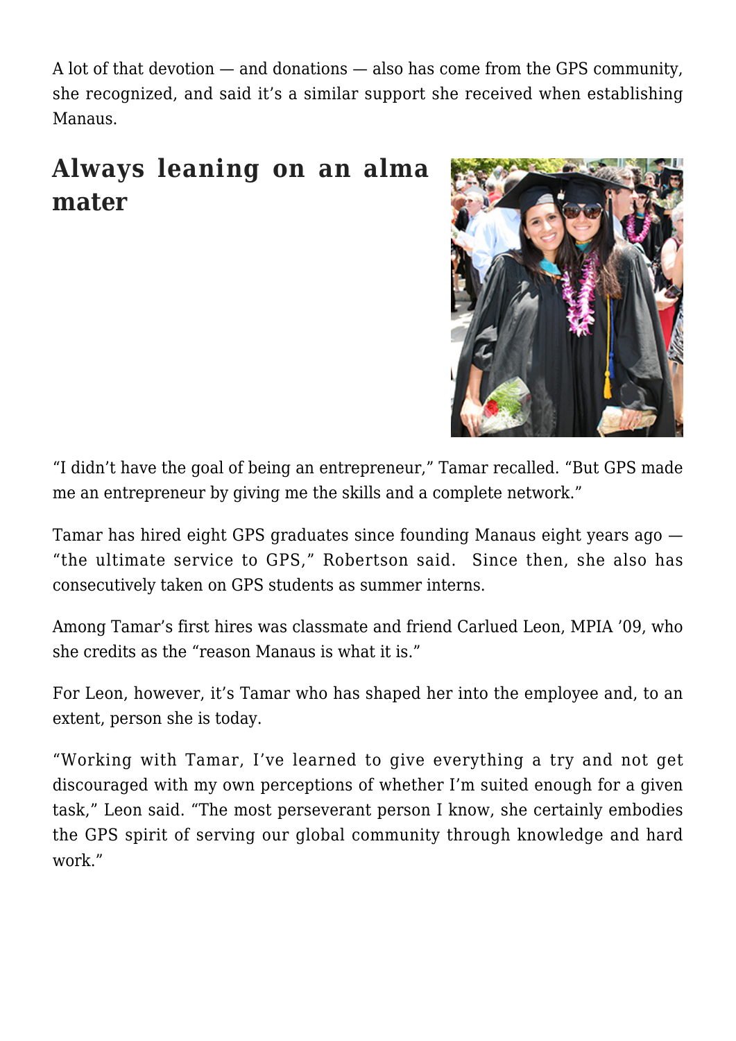A lot of that devotion — and donations — also has come from the GPS community, she recognized, and said it's a similar support she received when establishing Manaus.

## Always leaning on an alma mater

"I didn't have the goal of being an entrepreneur," Tamar recalled. "But GPS made me an entrepreneur by giving me the skills and a complete network."

Tamar has hired eight GPS graduates since founding Manaus eight years ago — "the ultimate service to GPS," Robertson said. Since then, she also has consecutively taken on GPS students as summer interns.

Among Tamar's first hires was classmate and friend Carlued Leon, MPIA '09, who she credits as the "reason Manaus is what it is."

For Leon, however, it's Tamar who has shaped her into the employee and, to an extent, person she is today.

"Working with Tamar, I've learned to give everything a try and not get discouraged with my own perceptions of whether I'm suited enough for a given task," Leon said. "The most perseverant person I know, she certainly embodies the GPS spirit of serving our global community through knowledge and hard work."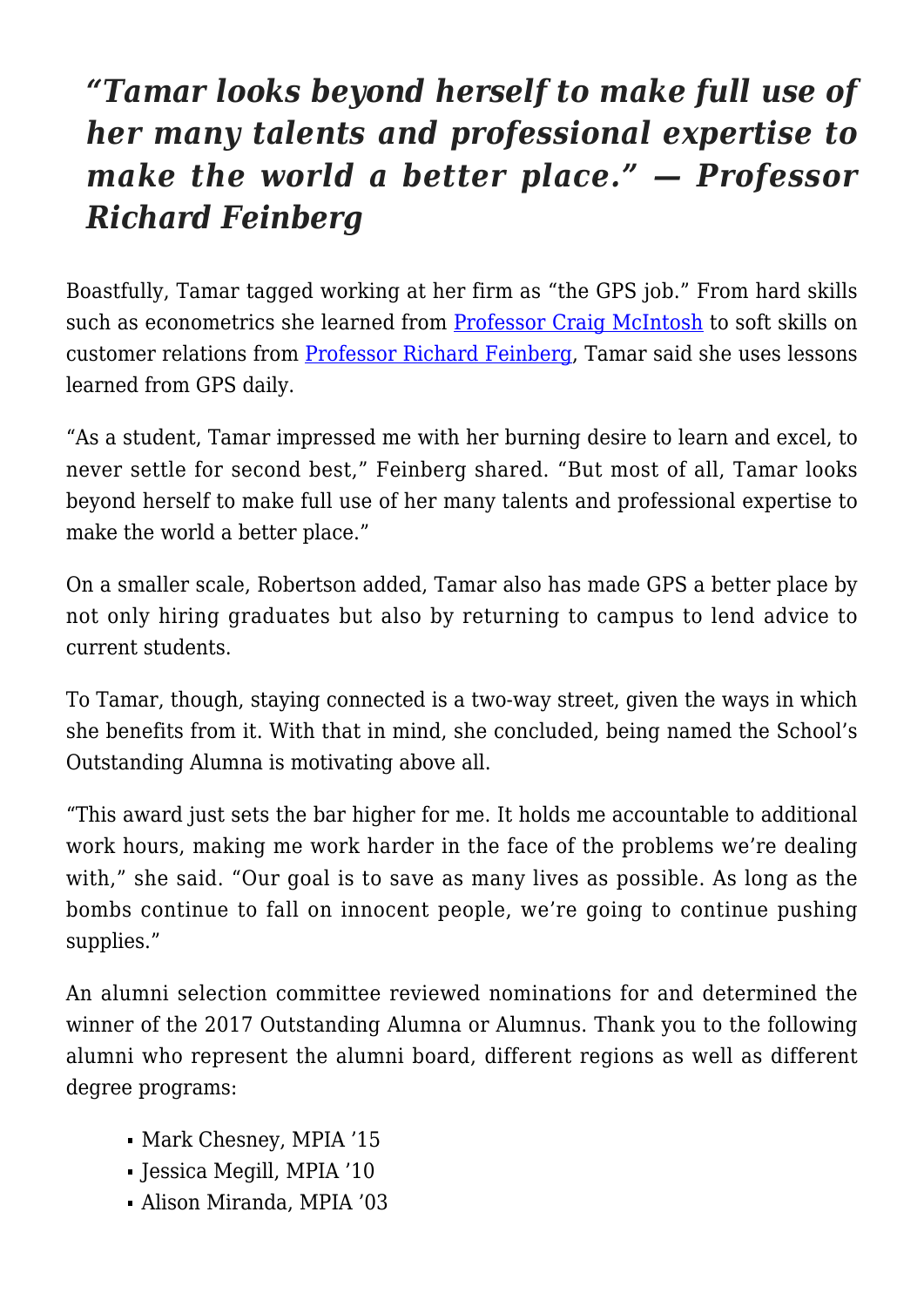## *“Tamar looks beyond herself to make full use of her many talents and professional expertise to make the world a better place.” — Professor Richard Feinberg*

Boastfully, Tamar tagged working at her firm as “the GPS job.” From hard skills such as econometrics she learned from [Professor Craig McIntosh] to soft skills on customer relations from [Professor Richard Feinberg], Tamar said she uses lessons learned from GPS daily.

“As a student, Tamar impressed me with her burning desire to learn and excel, to never settle for second best,” Feinberg shared. “But most of all, Tamar looks beyond herself to make full use of her many talents and professional expertise to make the world a better place.”

On a smaller scale, Robertson added, Tamar also has made GPS a better place by not only hiring graduates but also by returning to campus to lend advice to current students.

To Tamar, though, staying connected is a two-way street, given the ways in which she benefits from it. With that in mind, she concluded, being named the School’s Outstanding Alumna is motivating above all.

“This award just sets the bar higher for me. It holds me accountable to additional work hours, making me work harder in the face of the problems we’re dealing with,” she said. “Our goal is to save as many lives as possible. As long as the bombs continue to fall on innocent people, we’re going to continue pushing supplies.”

An alumni selection committee reviewed nominations for and determined the winner of the 2017 Outstanding Alumna or Alumnus. Thank you to the following alumni who represent the alumni board, different regions as well as different degree programs:

- Mark Chesney, MPIA ’15
- Jessica Megill, MPIA ’10
- Alison Miranda, MPIA ’03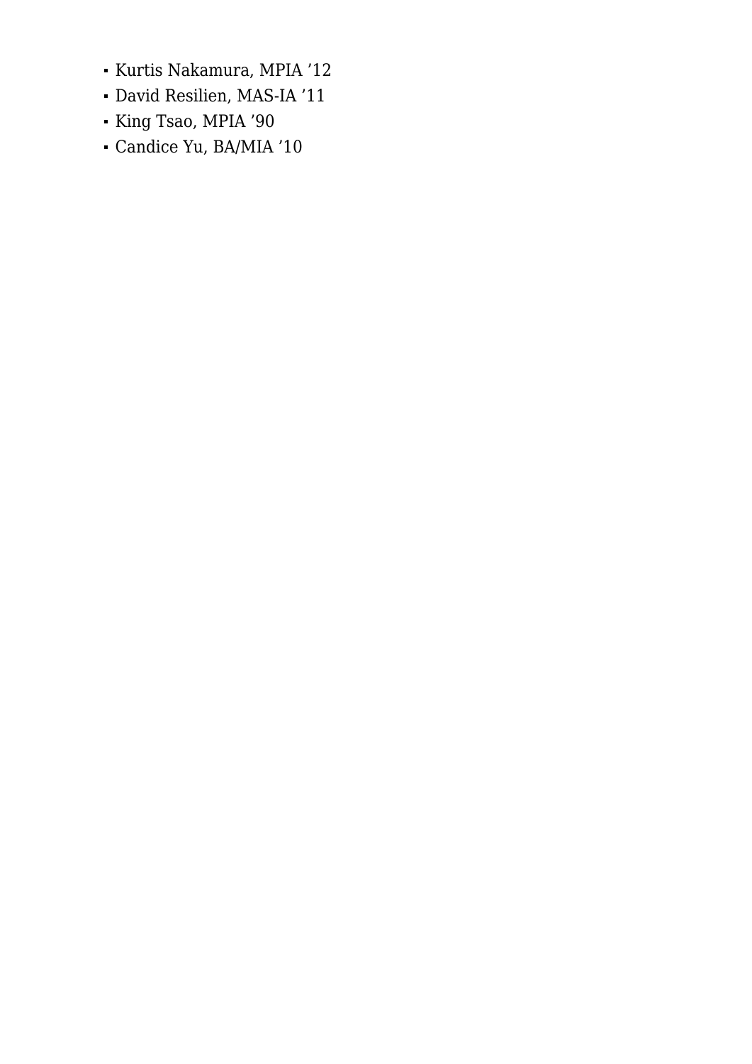- Kurtis Nakamura, MPIA ’12
- David Resilien, MAS-IA ’11
- King Tsao, MPIA ’90
- Candice Yu, BA/MIA ’10